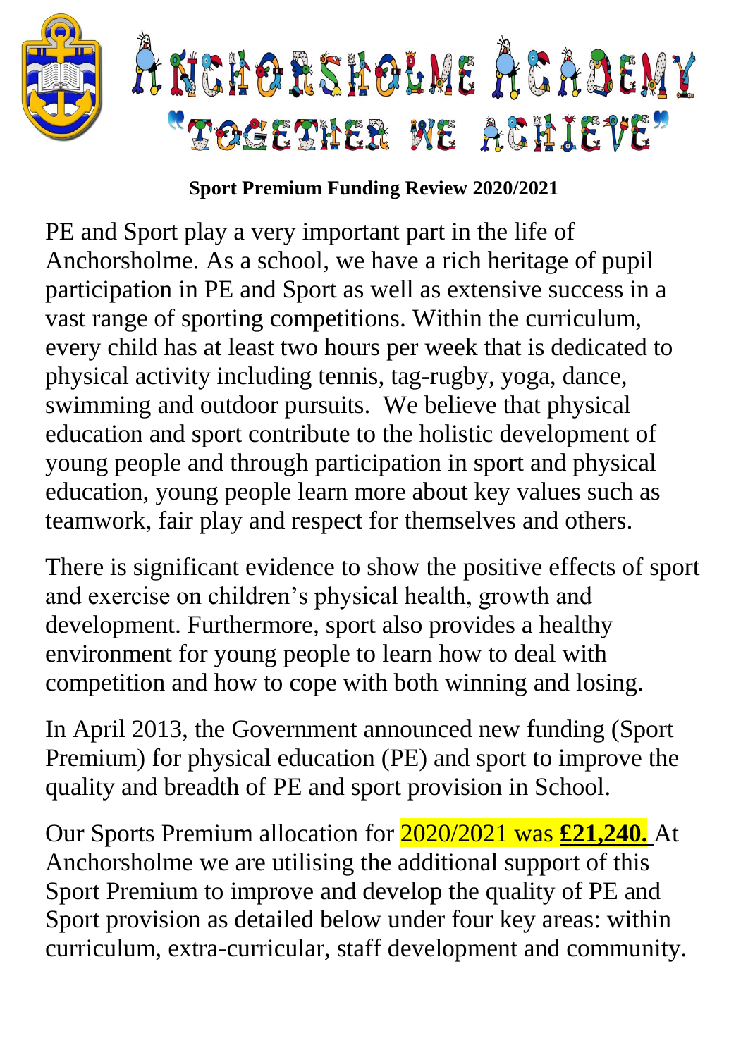# ANCHORSHOLME ACADEMY

## "TOGETHER WE ACHIEVE"

**Sport Premium Funding Review 2020/2021**

PE and Sport play a very important part in the life of Anchorsholme. As a school, we have a rich heritage of pupil participation in PE and Sport as well as extensive success in a vast range of sporting competitions. Within the curriculum, every child has at least two hours per week that is dedicated to physical activity including tennis, tag-rugby, yoga, dance, swimming and outdoor pursuits. We believe that physical education and sport contribute to the holistic development of young people and through participation in sport and physical education, young people learn more about key values such as teamwork, fair play and respect for themselves and others.

There is significant evidence to show the positive effects of sport and exercise on children's physical health, growth and development. Furthermore, sport also provides a healthy environment for young people to learn how to deal with competition and how to cope with both winning and losing.

In April 2013, the Government announced new funding (Sport Premium) for physical education (PE) and sport to improve the quality and breadth of PE and sport provision in School.

Our Sports Premium allocation for 2020/2021 was **£21,240.** At Anchorsholme we are utilising the additional support of this Sport Premium to improve and develop the quality of PE and Sport provision as detailed below under four key areas: within curriculum, extra-curricular, staff development and community.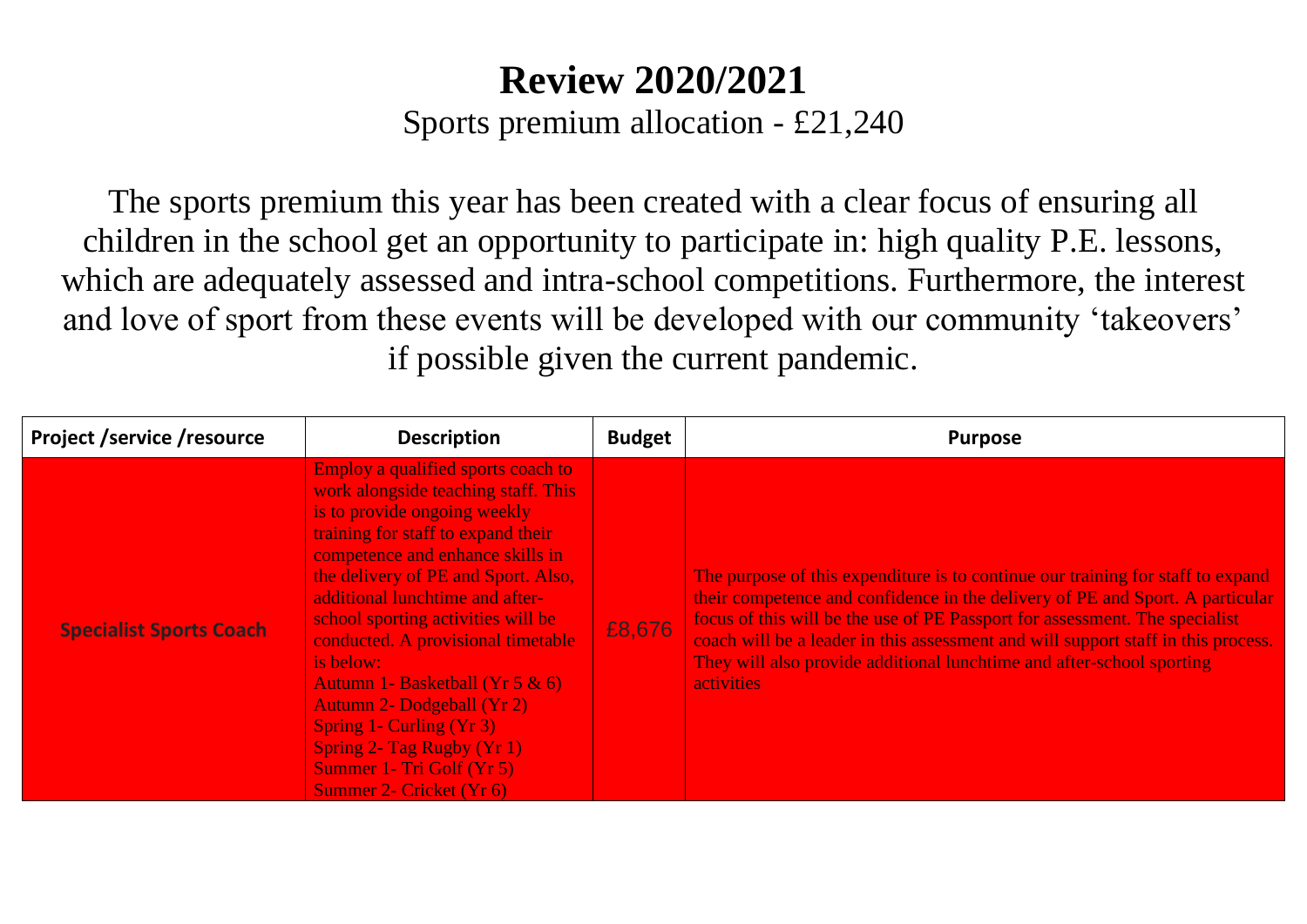# Review 2020/2021

Sports premium allocation - £21,240

The sports premium this year has been created with a clear focus of ensuring all children in the school get an opportunity to participate in: high quality P.E. lessons, which are adequately assessed and intra-school competitions. Furthermore, the interest and love of sport from these events will be developed with our community 'takeovers' if possible given the current pandemic.

| Project /service /resource | Description | Budget | Purpose |
|---|---|---|---|
| **Specialist Sports Coach** | Employ a qualified sports coach to work alongside teaching staff. This is to provide ongoing weekly training for staff to expand their competence and enhance skills in the delivery of PE and Sport. Also, additional lunchtime and after-school sporting activities will be conducted. A provisional timetable is below:<br>Autumn 1- Basketball (Yr 5 & 6)<br>Autumn 2- Dodgeball (Yr 2)<br>Spring 1- Curling (Yr 3)<br>Spring 2- Tag Rugby (Yr 1)<br>Summer 1- Tri Golf (Yr 5)<br>Summer 2- Cricket (Yr 6) | £8,676 | The purpose of this expenditure is to continue our training for staff to expand their competence and confidence in the delivery of PE and Sport. A particular focus of this will be the use of PE Passport for assessment. The specialist coach will be a leader in this assessment and will support staff in this process. They will also provide additional lunchtime and after-school sporting activities |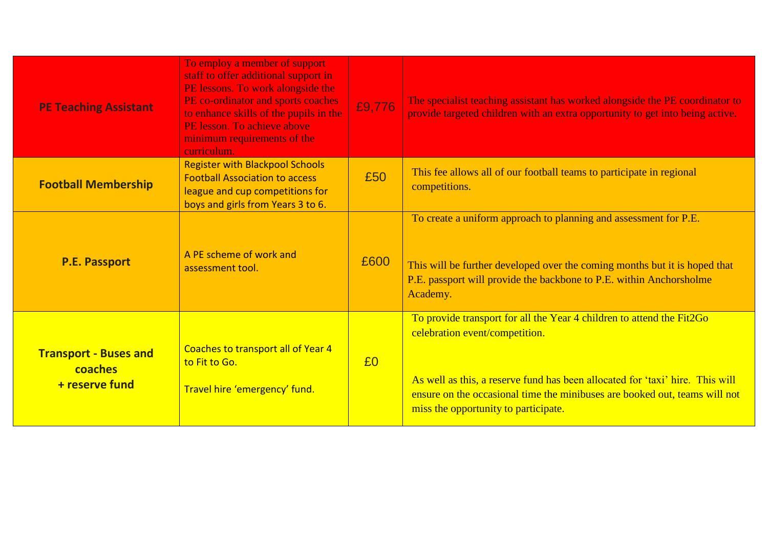| | | | |
|---|---|---|---|
| **PE Teaching Assistant** | To employ a member of support staff to offer additional support in PE lessons. To work alongside the PE co-ordinator and sports coaches to enhance skills of the pupils in the PE lesson. To achieve above minimum requirements of the curriculum. | £9,776 | The specialist teaching assistant has worked alongside the PE coordinator to provide targeted children with an extra opportunity to get into being active. |
| **Football Membership** | Register with Blackpool Schools Football Association to access league and cup competitions for boys and girls from Years 3 to 6. | £50 | This fee allows all of our football teams to participate in regional competitions. |
| **P.E. Passport** | A PE scheme of work and assessment tool. | £600 | To create a uniform approach to planning and assessment for P.E.<br><br>This will be further developed over the coming months but it is hoped that P.E. passport will provide the backbone to P.E. within Anchorsholme Academy. |
| **Transport - Buses and coaches + reserve fund** | Coaches to transport all of Year 4 to Fit to Go.<br><br>Travel hire 'emergency' fund. | £0 | To provide transport for all the Year 4 children to attend the Fit2Go celebration event/competition.<br><br>As well as this, a reserve fund has been allocated for 'taxi' hire. This will ensure on the occasional time the minibuses are booked out, teams will not miss the opportunity to participate. |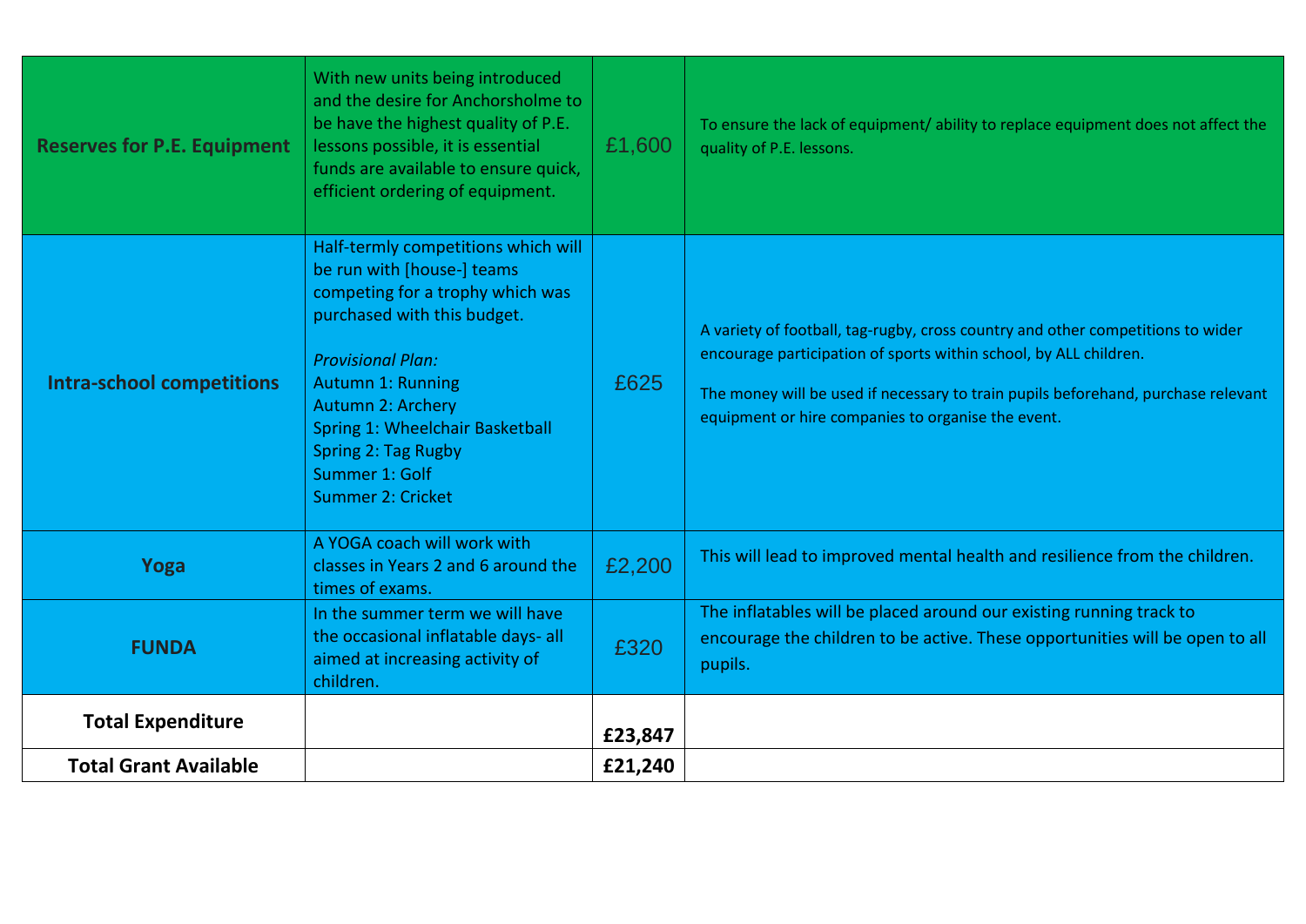| | | | |
|---|---|---|---|
| **Reserves for P.E. Equipment** | With new units being introduced and the desire for Anchorsholme to be have the highest quality of P.E. lessons possible, it is essential funds are available to ensure quick, efficient ordering of equipment. | £1,600 | To ensure the lack of equipment/ ability to replace equipment does not affect the quality of P.E. lessons. |
| **Intra-school competitions** | Half-termly competitions which will be run with [house-] teams competing for a trophy which was purchased with this budget.<br><br>*Provisional Plan:*<br>Autumn 1: Running<br>Autumn 2: Archery<br>Spring 1: Wheelchair Basketball<br>Spring 2: Tag Rugby<br>Summer 1: Golf<br>Summer 2: Cricket | £625 | A variety of football, tag-rugby, cross country and other competitions to wider encourage participation of sports within school, by ALL children.<br><br>The money will be used if necessary to train pupils beforehand, purchase relevant equipment or hire companies to organise the event. |
| **Yoga** | A YOGA coach will work with classes in Years 2 and 6 around the times of exams. | £2,200 | This will lead to improved mental health and resilience from the children. |
| **FUNDA** | In the summer term we will have the occasional inflatable days- all aimed at increasing activity of children. | £320 | The inflatables will be placed around our existing running track to encourage the children to be active. These opportunities will be open to all pupils. |
| **Total Expenditure** | | **£23,847** | |
| **Total Grant Available** | | **£21,240** | |